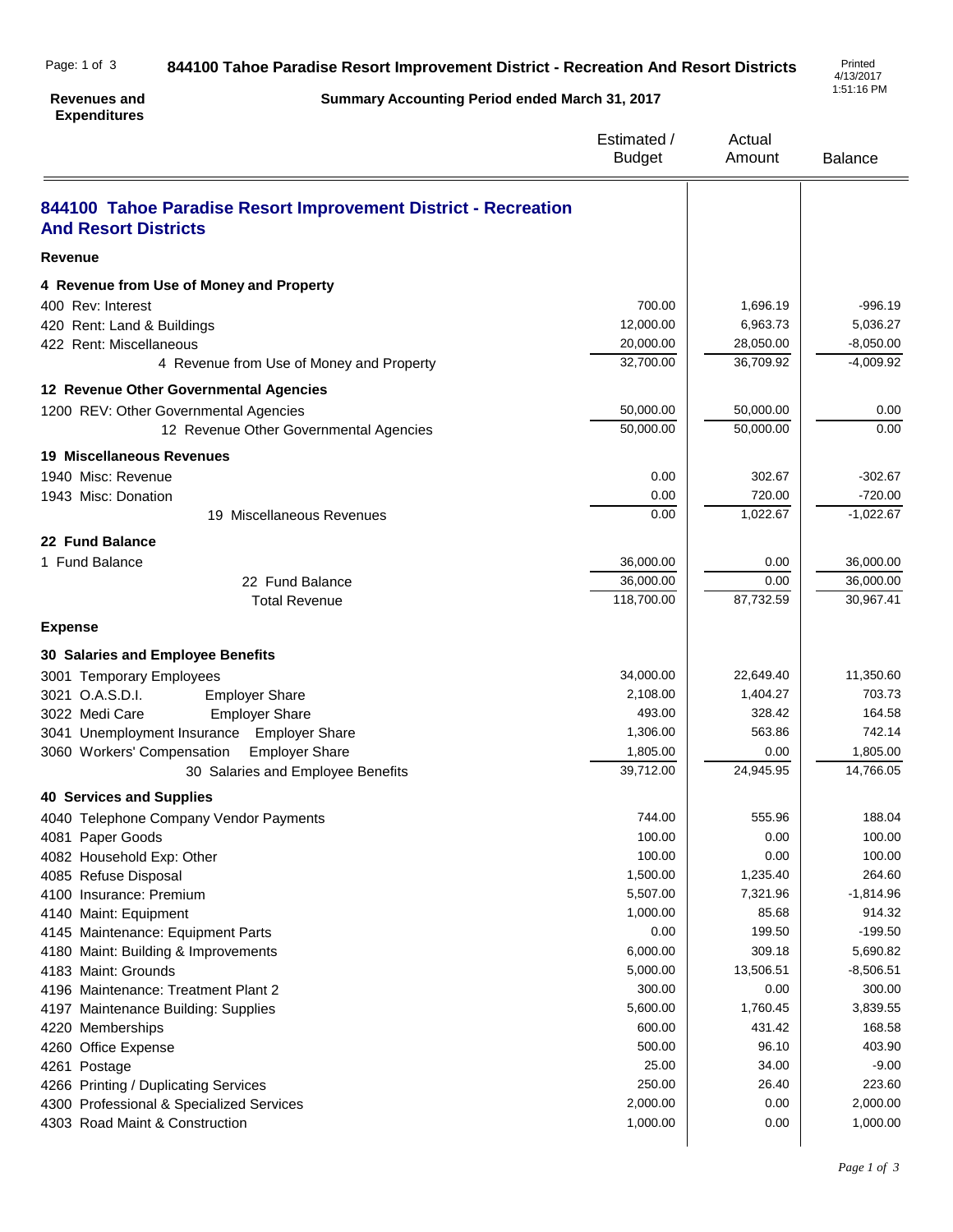# 844100 Tahoe Paradise Resort Improvement District - Recreation And Resort Districts

**Revenues and Expenditures**

**Summary Accounting Period ended March 31, 2017**

Printed 4/13/2017 1:51:16 PM

| | Estimated / Budget | Actual Amount | Balance |
|---|---|---|---|
| **844100 Tahoe Paradise Resort Improvement District - Recreation And Resort Districts** | | | |
| **Revenue** | | | |
| **4 Revenue from Use of Money and Property** | | | |
| 400 Rev: Interest | 700.00 | 1,696.19 | -996.19 |
| 420 Rent: Land & Buildings | 12,000.00 | 6,963.73 | 5,036.27 |
| 422 Rent: Miscellaneous | 20,000.00 | 28,050.00 | -8,050.00 |
| 4 Revenue from Use of Money and Property | 32,700.00 | 36,709.92 | -4,009.92 |
| **12 Revenue Other Governmental Agencies** | | | |
| 1200 REV: Other Governmental Agencies | 50,000.00 | 50,000.00 | 0.00 |
| 12 Revenue Other Governmental Agencies | 50,000.00 | 50,000.00 | 0.00 |
| **19 Miscellaneous Revenues** | | | |
| 1940 Misc: Revenue | 0.00 | 302.67 | -302.67 |
| 1943 Misc: Donation | 0.00 | 720.00 | -720.00 |
| 19 Miscellaneous Revenues | 0.00 | 1,022.67 | -1,022.67 |
| **22 Fund Balance** | | | |
| 1 Fund Balance | 36,000.00 | 0.00 | 36,000.00 |
| 22 Fund Balance | 36,000.00 | 0.00 | 36,000.00 |
| Total Revenue | 118,700.00 | 87,732.59 | 30,967.41 |
| **Expense** | | | |
| **30 Salaries and Employee Benefits** | | | |
| 3001 Temporary Employees | 34,000.00 | 22,649.40 | 11,350.60 |
| 3021 O.A.S.D.I. Employer Share | 2,108.00 | 1,404.27 | 703.73 |
| 3022 Medi Care Employer Share | 493.00 | 328.42 | 164.58 |
| 3041 Unemployment Insurance Employer Share | 1,306.00 | 563.86 | 742.14 |
| 3060 Workers' Compensation Employer Share | 1,805.00 | 0.00 | 1,805.00 |
| 30 Salaries and Employee Benefits | 39,712.00 | 24,945.95 | 14,766.05 |
| **40 Services and Supplies** | | | |
| 4040 Telephone Company Vendor Payments | 744.00 | 555.96 | 188.04 |
| 4081 Paper Goods | 100.00 | 0.00 | 100.00 |
| 4082 Household Exp: Other | 100.00 | 0.00 | 100.00 |
| 4085 Refuse Disposal | 1,500.00 | 1,235.40 | 264.60 |
| 4100 Insurance: Premium | 5,507.00 | 7,321.96 | -1,814.96 |
| 4140 Maint: Equipment | 1,000.00 | 85.68 | 914.32 |
| 4145 Maintenance: Equipment Parts | 0.00 | 199.50 | -199.50 |
| 4180 Maint: Building & Improvements | 6,000.00 | 309.18 | 5,690.82 |
| 4183 Maint: Grounds | 5,000.00 | 13,506.51 | -8,506.51 |
| 4196 Maintenance: Treatment Plant 2 | 300.00 | 0.00 | 300.00 |
| 4197 Maintenance Building: Supplies | 5,600.00 | 1,760.45 | 3,839.55 |
| 4220 Memberships | 600.00 | 431.42 | 168.58 |
| 4260 Office Expense | 500.00 | 96.10 | 403.90 |
| 4261 Postage | 25.00 | 34.00 | -9.00 |
| 4266 Printing / Duplicating Services | 250.00 | 26.40 | 223.60 |
| 4300 Professional & Specialized Services | 2,000.00 | 0.00 | 2,000.00 |
| 4303 Road Maint & Construction | 1,000.00 | 0.00 | 1,000.00 |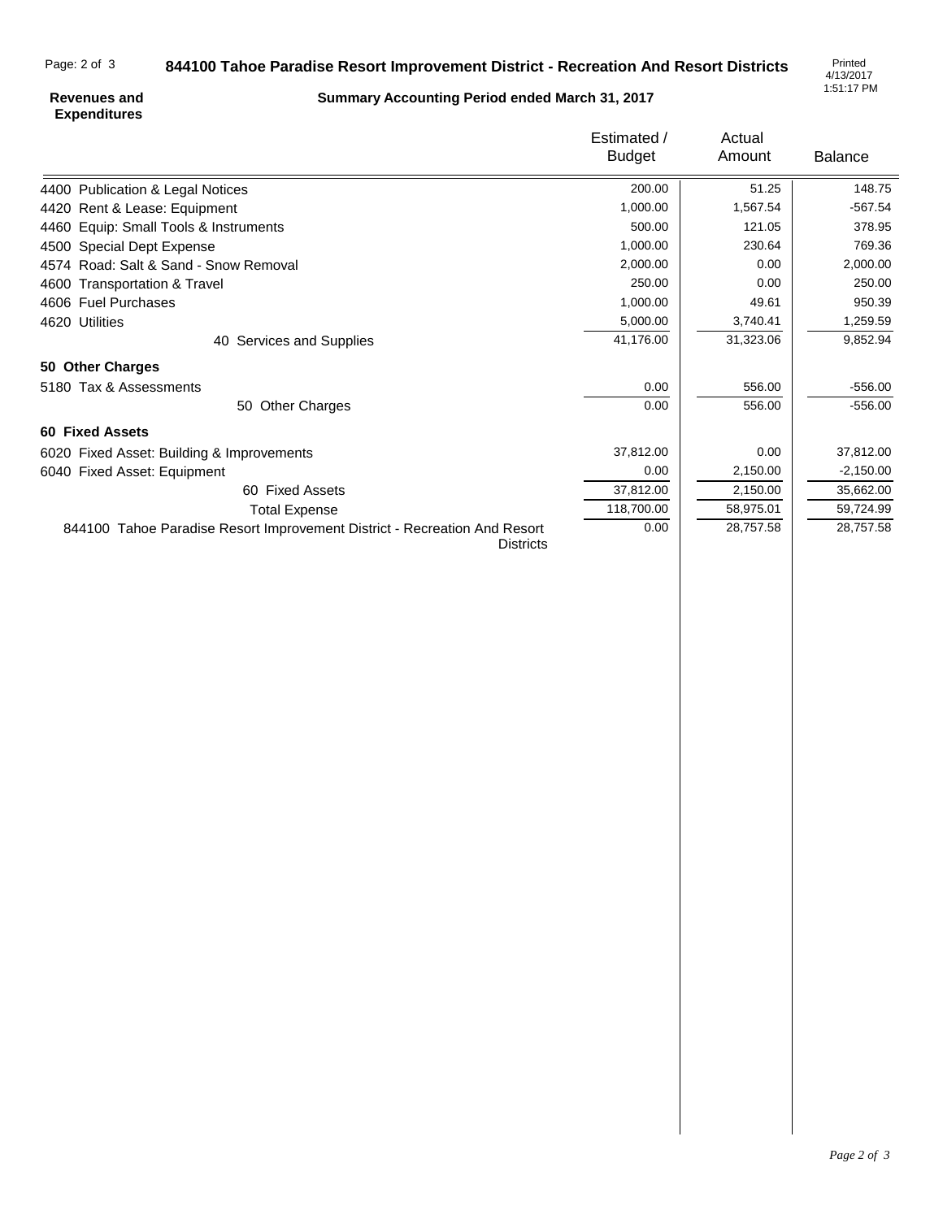# 844100 Tahoe Paradise Resort Improvement District - Recreation And Resort Districts

**Revenues and Expenditures**

**Summary Accounting Period ended March 31, 2017**

Printed 4/13/2017 1:51:17 PM

| | Estimated / Budget | Actual Amount | Balance |
|---|---|---|---|
| 4400 Publication & Legal Notices | 200.00 | 51.25 | 148.75 |
| 4420 Rent & Lease: Equipment | 1,000.00 | 1,567.54 | -567.54 |
| 4460 Equip: Small Tools & Instruments | 500.00 | 121.05 | 378.95 |
| 4500 Special Dept Expense | 1,000.00 | 230.64 | 769.36 |
| 4574 Road: Salt & Sand - Snow Removal | 2,000.00 | 0.00 | 2,000.00 |
| 4600 Transportation & Travel | 250.00 | 0.00 | 250.00 |
| 4606 Fuel Purchases | 1,000.00 | 49.61 | 950.39 |
| 4620 Utilities | 5,000.00 | 3,740.41 | 1,259.59 |
| 40 Services and Supplies | 41,176.00 | 31,323.06 | 9,852.94 |
| **50 Other Charges** | | | |
| 5180 Tax & Assessments | 0.00 | 556.00 | -556.00 |
| 50 Other Charges | 0.00 | 556.00 | -556.00 |
| **60 Fixed Assets** | | | |
| 6020 Fixed Asset: Building & Improvements | 37,812.00 | 0.00 | 37,812.00 |
| 6040 Fixed Asset: Equipment | 0.00 | 2,150.00 | -2,150.00 |
| 60 Fixed Assets | 37,812.00 | 2,150.00 | 35,662.00 |
| Total Expense | 118,700.00 | 58,975.01 | 59,724.99 |
| 844100 Tahoe Paradise Resort Improvement District - Recreation And Resort Districts | 0.00 | 28,757.58 | 28,757.58 |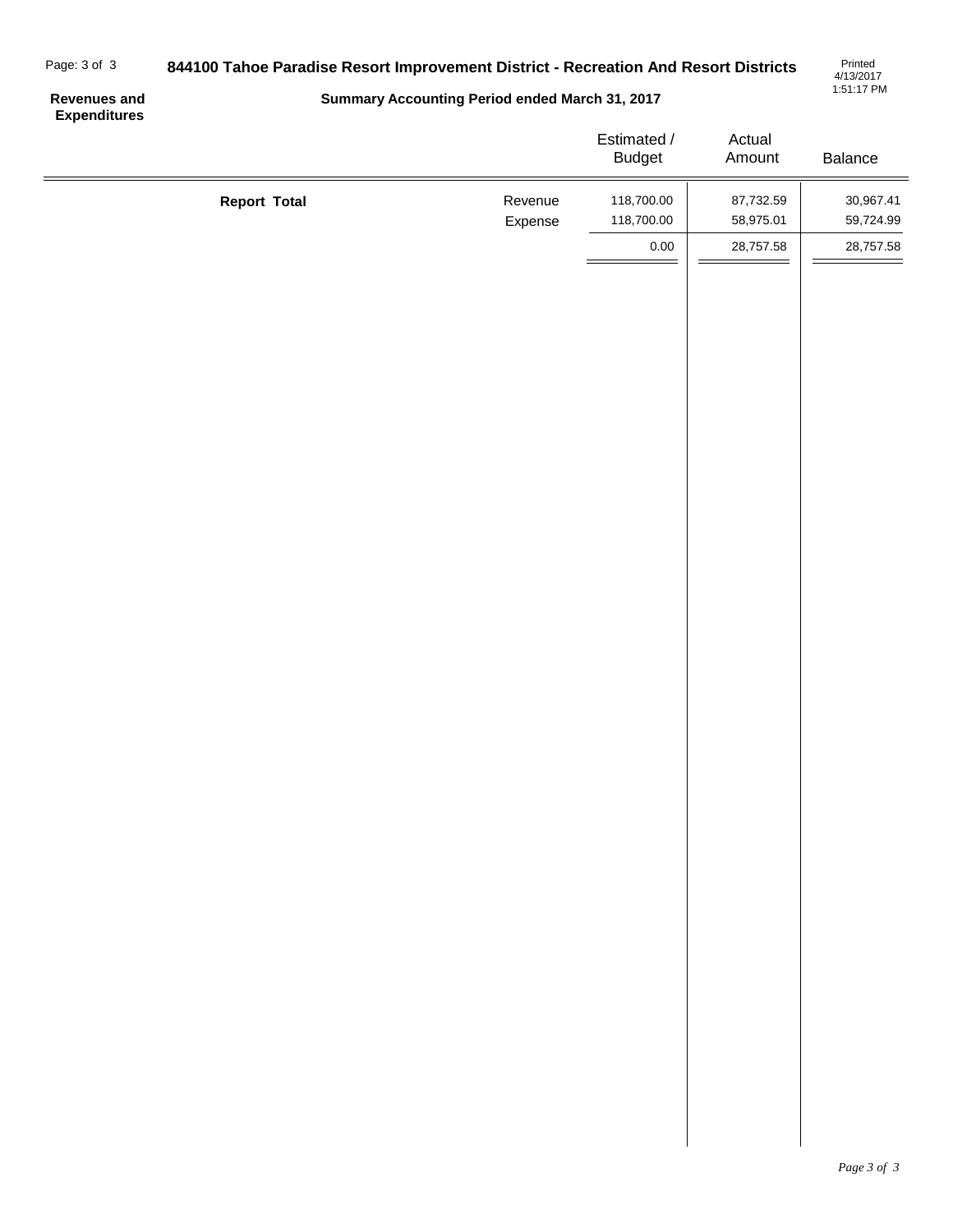# 844100 Tahoe Paradise Resort Improvement District - Recreation And Resort Districts

**Revenues and Expenditures**

**Summary Accounting Period ended March 31, 2017**

Printed 4/13/2017 1:51:17 PM

| | | Estimated / Budget | Actual Amount | Balance |
|---|---|---|---|---|
| **Report Total** | Revenue | 118,700.00 | 87,732.59 | 30,967.41 |
| | Expense | 118,700.00 | 58,975.01 | 59,724.99 |
| | | 0.00 | 28,757.58 | 28,757.58 |